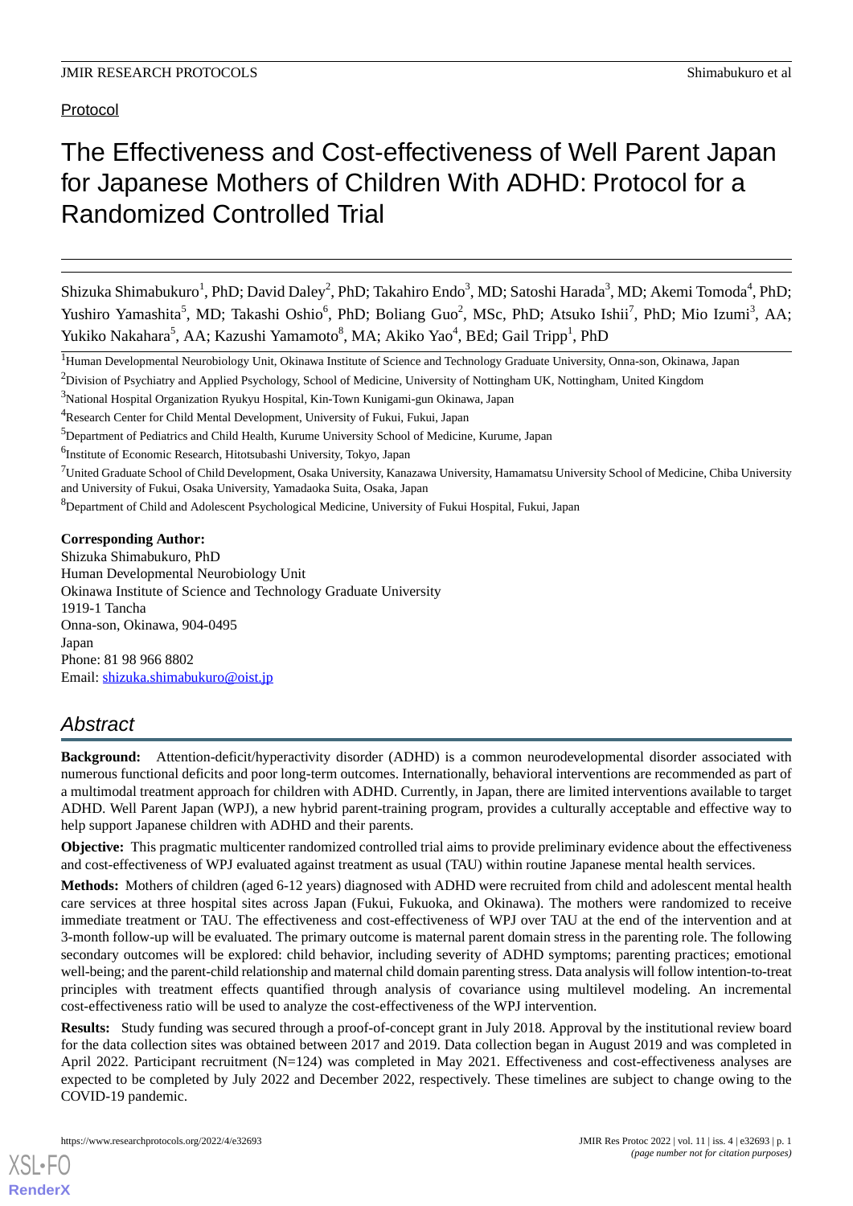Protocol

# The Effectiveness and Cost-effectiveness of Well Parent Japan for Japanese Mothers of Children With ADHD: Protocol for a Randomized Controlled Trial

Shizuka Shimabukuro[1], PhD; David Daley[2], PhD; Takahiro Endo[3], MD; Satoshi Harada[3], MD; Akemi Tomoda[4], PhD; Yushiro Yamashita[5], MD; Takashi Oshio[6], PhD; Boliang Guo[2], MSc, PhD; Atsuko Ishii[7], PhD; Mio Izumi[3], AA; Yukiko Nakahara[5], AA; Kazushi Yamamoto[8], MA; Akiko Yao[4], BEd; Gail Tripp[1], PhD

[1]Human Developmental Neurobiology Unit, Okinawa Institute of Science and Technology Graduate University, Onna-son, Okinawa, Japan

[2]Division of Psychiatry and Applied Psychology, School of Medicine, University of Nottingham UK, Nottingham, United Kingdom

[3]National Hospital Organization Ryukyu Hospital, Kin-Town Kunigami-gun Okinawa, Japan

[4]Research Center for Child Mental Development, University of Fukui, Fukui, Japan

[5]Department of Pediatrics and Child Health, Kurume University School of Medicine, Kurume, Japan

[6]Institute of Economic Research, Hitotsubashi University, Tokyo, Japan

[7]United Graduate School of Child Development, Osaka University, Kanazawa University, Hamamatsu University School of Medicine, Chiba University and University of Fukui, Osaka University, Yamadaoka Suita, Osaka, Japan

[8]Department of Child and Adolescent Psychological Medicine, University of Fukui Hospital, Fukui, Japan

**Corresponding Author:**
Shizuka Shimabukuro, PhD
Human Developmental Neurobiology Unit
Okinawa Institute of Science and Technology Graduate University
1919-1 Tancha
Onna-son, Okinawa, 904-0495
Japan
Phone: 81 98 966 8802
Email: shizuka.shimabukuro@oist.jp

## Abstract

**Background:** Attention-deficit/hyperactivity disorder (ADHD) is a common neurodevelopmental disorder associated with numerous functional deficits and poor long-term outcomes. Internationally, behavioral interventions are recommended as part of a multimodal treatment approach for children with ADHD. Currently, in Japan, there are limited interventions available to target ADHD. Well Parent Japan (WPJ), a new hybrid parent-training program, provides a culturally acceptable and effective way to help support Japanese children with ADHD and their parents.

**Objective:** This pragmatic multicenter randomized controlled trial aims to provide preliminary evidence about the effectiveness and cost-effectiveness of WPJ evaluated against treatment as usual (TAU) within routine Japanese mental health services.

**Methods:** Mothers of children (aged 6-12 years) diagnosed with ADHD were recruited from child and adolescent mental health care services at three hospital sites across Japan (Fukui, Fukuoka, and Okinawa). The mothers were randomized to receive immediate treatment or TAU. The effectiveness and cost-effectiveness of WPJ over TAU at the end of the intervention and at 3-month follow-up will be evaluated. The primary outcome is maternal parent domain stress in the parenting role. The following secondary outcomes will be explored: child behavior, including severity of ADHD symptoms; parenting practices; emotional well-being; and the parent-child relationship and maternal child domain parenting stress. Data analysis will follow intention-to-treat principles with treatment effects quantified through analysis of covariance using multilevel modeling. An incremental cost-effectiveness ratio will be used to analyze the cost-effectiveness of the WPJ intervention.

**Results:** Study funding was secured through a proof-of-concept grant in July 2018. Approval by the institutional review board for the data collection sites was obtained between 2017 and 2019. Data collection began in August 2019 and was completed in April 2022. Participant recruitment (N=124) was completed in May 2021. Effectiveness and cost-effectiveness analyses are expected to be completed by July 2022 and December 2022, respectively. These timelines are subject to change owing to the COVID-19 pandemic.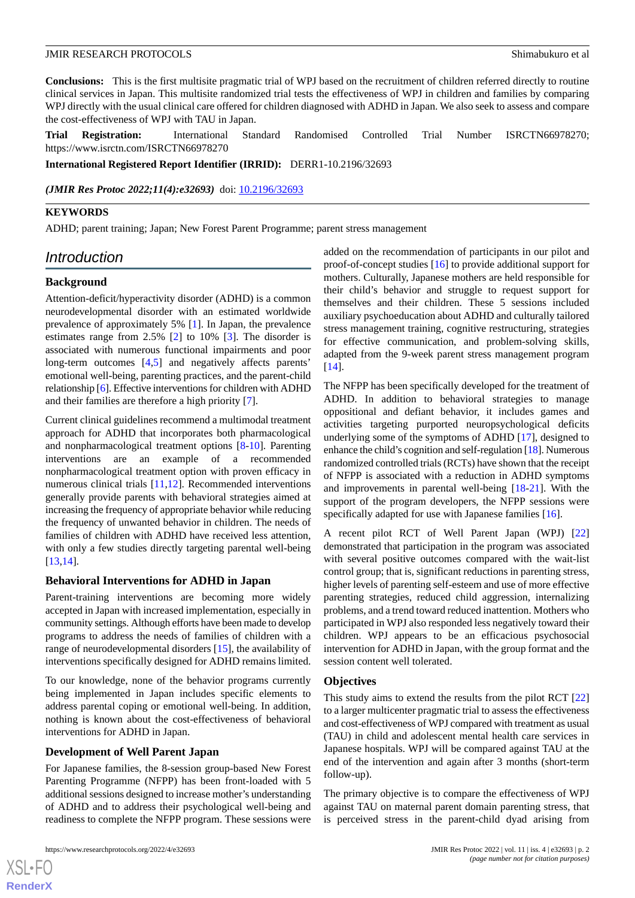**Conclusions:** This is the first multisite pragmatic trial of WPJ based on the recruitment of children referred directly to routine clinical services in Japan. This multisite randomized trial tests the effectiveness of WPJ in children and families by comparing WPJ directly with the usual clinical care offered for children diagnosed with ADHD in Japan. We also seek to assess and compare the cost-effectiveness of WPJ with TAU in Japan.

**Trial Registration:** International Standard Randomised Controlled Trial Number ISRCTN66978270; https://www.isrctn.com/ISRCTN66978270

**International Registered Report Identifier (IRRID):** DERR1-10.2196/32693

***(JMIR Res Protoc 2022;11(4):e32693)*** doi: 10.2196/32693

**KEYWORDS**

ADHD; parent training; Japan; New Forest Parent Programme; parent stress management

## Introduction

### Background

Attention-deficit/hyperactivity disorder (ADHD) is a common neurodevelopmental disorder with an estimated worldwide prevalence of approximately 5% [1]. In Japan, the prevalence estimates range from 2.5% [2] to 10% [3]. The disorder is associated with numerous functional impairments and poor long-term outcomes [4,5] and negatively affects parents' emotional well-being, parenting practices, and the parent-child relationship [6]. Effective interventions for children with ADHD and their families are therefore a high priority [7].

Current clinical guidelines recommend a multimodal treatment approach for ADHD that incorporates both pharmacological and nonpharmacological treatment options [8-10]. Parenting interventions are an example of a recommended nonpharmacological treatment option with proven efficacy in numerous clinical trials [11,12]. Recommended interventions generally provide parents with behavioral strategies aimed at increasing the frequency of appropriate behavior while reducing the frequency of unwanted behavior in children. The needs of families of children with ADHD have received less attention, with only a few studies directly targeting parental well-being [13,14].

### Behavioral Interventions for ADHD in Japan

Parent-training interventions are becoming more widely accepted in Japan with increased implementation, especially in community settings. Although efforts have been made to develop programs to address the needs of families of children with a range of neurodevelopmental disorders [15], the availability of interventions specifically designed for ADHD remains limited.

To our knowledge, none of the behavior programs currently being implemented in Japan includes specific elements to address parental coping or emotional well-being. In addition, nothing is known about the cost-effectiveness of behavioral interventions for ADHD in Japan.

### Development of Well Parent Japan

For Japanese families, the 8-session group-based New Forest Parenting Programme (NFPP) has been front-loaded with 5 additional sessions designed to increase mother's understanding of ADHD and to address their psychological well-being and readiness to complete the NFPP program. These sessions were added on the recommendation of participants in our pilot and proof-of-concept studies [16] to provide additional support for mothers. Culturally, Japanese mothers are held responsible for their child's behavior and struggle to request support for themselves and their children. These 5 sessions included auxiliary psychoeducation about ADHD and culturally tailored stress management training, cognitive restructuring, strategies for effective communication, and problem-solving skills, adapted from the 9-week parent stress management program [14].

The NFPP has been specifically developed for the treatment of ADHD. In addition to behavioral strategies to manage oppositional and defiant behavior, it includes games and activities targeting purported neuropsychological deficits underlying some of the symptoms of ADHD [17], designed to enhance the child's cognition and self-regulation [18]. Numerous randomized controlled trials (RCTs) have shown that the receipt of NFPP is associated with a reduction in ADHD symptoms and improvements in parental well-being [18-21]. With the support of the program developers, the NFPP sessions were specifically adapted for use with Japanese families [16].

A recent pilot RCT of Well Parent Japan (WPJ) [22] demonstrated that participation in the program was associated with several positive outcomes compared with the wait-list control group; that is, significant reductions in parenting stress, higher levels of parenting self-esteem and use of more effective parenting strategies, reduced child aggression, internalizing problems, and a trend toward reduced inattention. Mothers who participated in WPJ also responded less negatively toward their children. WPJ appears to be an efficacious psychosocial intervention for ADHD in Japan, with the group format and the session content well tolerated.

### Objectives

This study aims to extend the results from the pilot RCT [22] to a larger multicenter pragmatic trial to assess the effectiveness and cost-effectiveness of WPJ compared with treatment as usual (TAU) in child and adolescent mental health care services in Japanese hospitals. WPJ will be compared against TAU at the end of the intervention and again after 3 months (short-term follow-up).

The primary objective is to compare the effectiveness of WPJ against TAU on maternal parent domain parenting stress, that is perceived stress in the parent-child dyad arising from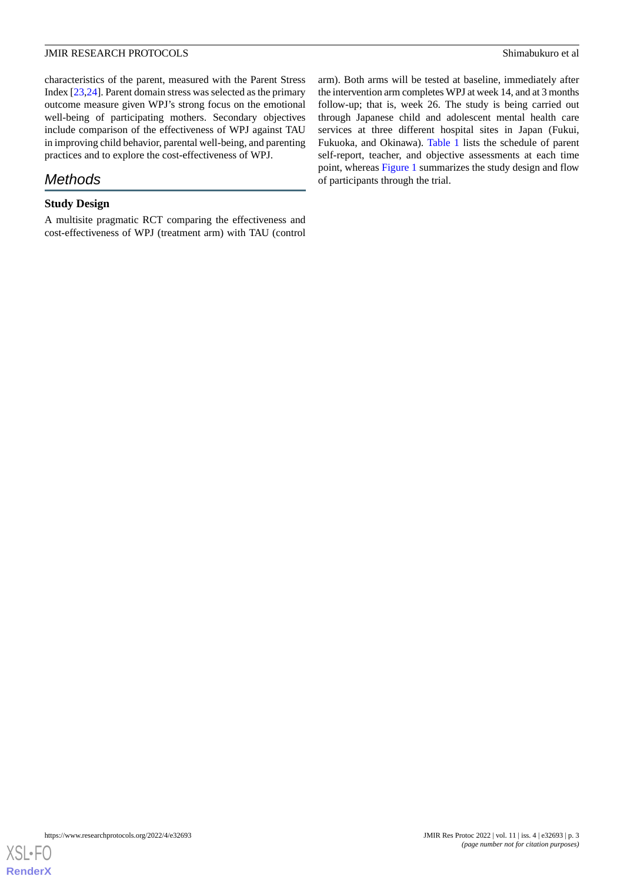characteristics of the parent, measured with the Parent Stress Index [23,24]. Parent domain stress was selected as the primary outcome measure given WPJ's strong focus on the emotional well-being of participating mothers. Secondary objectives include comparison of the effectiveness of WPJ against TAU in improving child behavior, parental well-being, and parenting practices and to explore the cost-effectiveness of WPJ.

## Methods

### Study Design

A multisite pragmatic RCT comparing the effectiveness and cost-effectiveness of WPJ (treatment arm) with TAU (control arm). Both arms will be tested at baseline, immediately after the intervention arm completes WPJ at week 14, and at 3 months follow-up; that is, week 26. The study is being carried out through Japanese child and adolescent mental health care services at three different hospital sites in Japan (Fukui, Fukuoka, and Okinawa). Table 1 lists the schedule of parent self-report, teacher, and objective assessments at each time point, whereas Figure 1 summarizes the study design and flow of participants through the trial.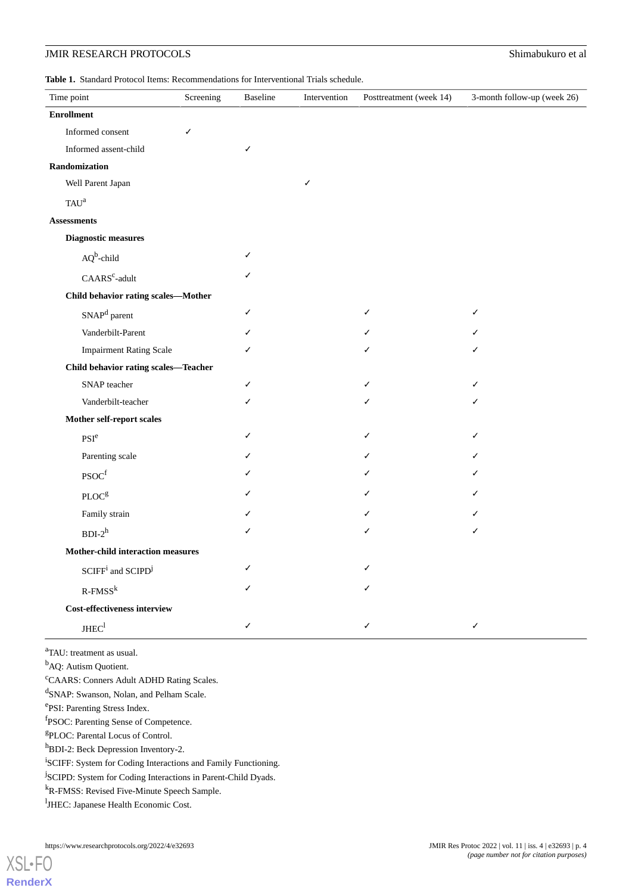**Table 1.** Standard Protocol Items: Recommendations for Interventional Trials schedule.

| Time point | Screening | Baseline | Intervention | Posttreatment (week 14) | 3-month follow-up (week 26) |
|---|---|---|---|---|---|
| **Enrollment** | | | | | |
| Informed consent | ✓ | | | | |
| Informed assent-child | | ✓ | | | |
| **Randomization** | | | | | |
| Well Parent Japan | | | ✓ | | |
| TAU[a] | | | | | |
| **Assessments** | | | | | |
| **Diagnostic measures** | | | | | |
| AQ[b]-child | | ✓ | | | |
| CAARS[c]-adult | | ✓ | | | |
| **Child behavior rating scales—Mother** | | | | | |
| SNAP[d] parent | | ✓ | | ✓ | ✓ |
| Vanderbilt-Parent | | ✓ | | ✓ | ✓ |
| Impairment Rating Scale | | ✓ | | ✓ | ✓ |
| **Child behavior rating scales—Teacher** | | | | | |
| SNAP teacher | | ✓ | | ✓ | ✓ |
| Vanderbilt-teacher | | ✓ | | ✓ | ✓ |
| **Mother self-report scales** | | | | | |
| PSI[e] | | ✓ | | ✓ | ✓ |
| Parenting scale | | ✓ | | ✓ | ✓ |
| PSOC[f] | | ✓ | | ✓ | ✓ |
| PLOC[g] | | ✓ | | ✓ | ✓ |
| Family strain | | ✓ | | ✓ | ✓ |
| BDI-2[h] | | ✓ | | ✓ | ✓ |
| **Mother-child interaction measures** | | | | | |
| SCIFF[i] and SCIPD[j] | | ✓ | | ✓ | |
| R-FMSS[k] | | ✓ | | ✓ | |
| **Cost-effectiveness interview** | | | | | |
| JHEC[l] | | ✓ | | ✓ | ✓ |

[a]TAU: treatment as usual.
[b]AQ: Autism Quotient.
[c]CAARS: Conners Adult ADHD Rating Scales.
[d]SNAP: Swanson, Nolan, and Pelham Scale.
[e]PSI: Parenting Stress Index.
[f]PSOC: Parenting Sense of Competence.
[g]PLOC: Parental Locus of Control.
[h]BDI-2: Beck Depression Inventory-2.
[i]SCIFF: System for Coding Interactions and Family Functioning.
[j]SCIPD: System for Coding Interactions in Parent-Child Dyads.
[k]R-FMSS: Revised Five-Minute Speech Sample.
[l]JHEC: Japanese Health Economic Cost.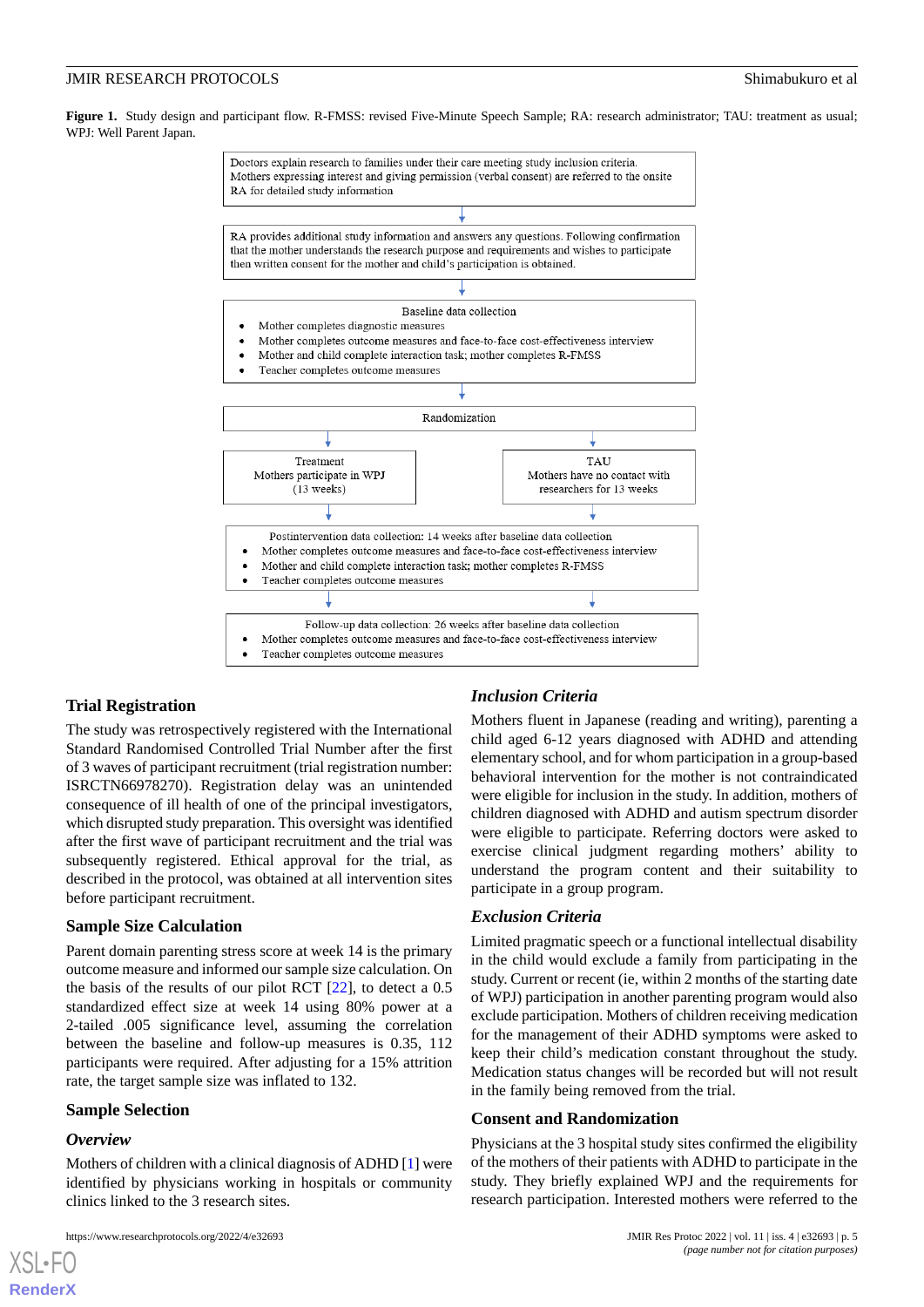**Figure 1.** Study design and participant flow. R-FMSS: revised Five-Minute Speech Sample; RA: research administrator; TAU: treatment as usual; WPJ: Well Parent Japan.

Doctors explain research to families under their care meeting study inclusion criteria. Mothers expressing interest and giving permission (verbal consent) are referred to the onsite RA for detailed study information

RA provides additional study information and answers any questions. Following confirmation that the mother understands the research purpose and requirements and wishes to participate then written consent for the mother and child's participation is obtained.

Baseline data collection

- Mother completes diagnostic measures
- Mother completes outcome measures and face-to-face cost-effectiveness interview
- Mother and child complete interaction task; mother completes R-FMSS
- Teacher completes outcome measures

Randomization

Treatment
Mothers participate in WPJ
(13 weeks)

TAU
Mothers have no contact with researchers for 13 weeks

Postintervention data collection: 14 weeks after baseline data collection

- Mother completes outcome measures and face-to-face cost-effectiveness interview
- Mother and child complete interaction task; mother completes R-FMSS
- Teacher completes outcome measures

Follow-up data collection: 26 weeks after baseline data collection

- Mother completes outcome measures and face-to-face cost-effectiveness interview
- Teacher completes outcome measures

## Trial Registration

The study was retrospectively registered with the International Standard Randomised Controlled Trial Number after the first of 3 waves of participant recruitment (trial registration number: ISRCTN66978270). Registration delay was an unintended consequence of ill health of one of the principal investigators, which disrupted study preparation. This oversight was identified after the first wave of participant recruitment and the trial was subsequently registered. Ethical approval for the trial, as described in the protocol, was obtained at all intervention sites before participant recruitment.

## Sample Size Calculation

Parent domain parenting stress score at week 14 is the primary outcome measure and informed our sample size calculation. On the basis of the results of our pilot RCT [22], to detect a 0.5 standardized effect size at week 14 using 80% power at a 2-tailed .005 significance level, assuming the correlation between the baseline and follow-up measures is 0.35, 112 participants were required. After adjusting for a 15% attrition rate, the target sample size was inflated to 132.

## Sample Selection

### *Overview*

Mothers of children with a clinical diagnosis of ADHD [1] were identified by physicians working in hospitals or community clinics linked to the 3 research sites.

### *Inclusion Criteria*

Mothers fluent in Japanese (reading and writing), parenting a child aged 6-12 years diagnosed with ADHD and attending elementary school, and for whom participation in a group-based behavioral intervention for the mother is not contraindicated were eligible for inclusion in the study. In addition, mothers of children diagnosed with ADHD and autism spectrum disorder were eligible to participate. Referring doctors were asked to exercise clinical judgment regarding mothers' ability to understand the program content and their suitability to participate in a group program.

### *Exclusion Criteria*

Limited pragmatic speech or a functional intellectual disability in the child would exclude a family from participating in the study. Current or recent (ie, within 2 months of the starting date of WPJ) participation in another parenting program would also exclude participation. Mothers of children receiving medication for the management of their ADHD symptoms were asked to keep their child's medication constant throughout the study. Medication status changes will be recorded but will not result in the family being removed from the trial.

## Consent and Randomization

Physicians at the 3 hospital study sites confirmed the eligibility of the mothers of their patients with ADHD to participate in the study. They briefly explained WPJ and the requirements for research participation. Interested mothers were referred to the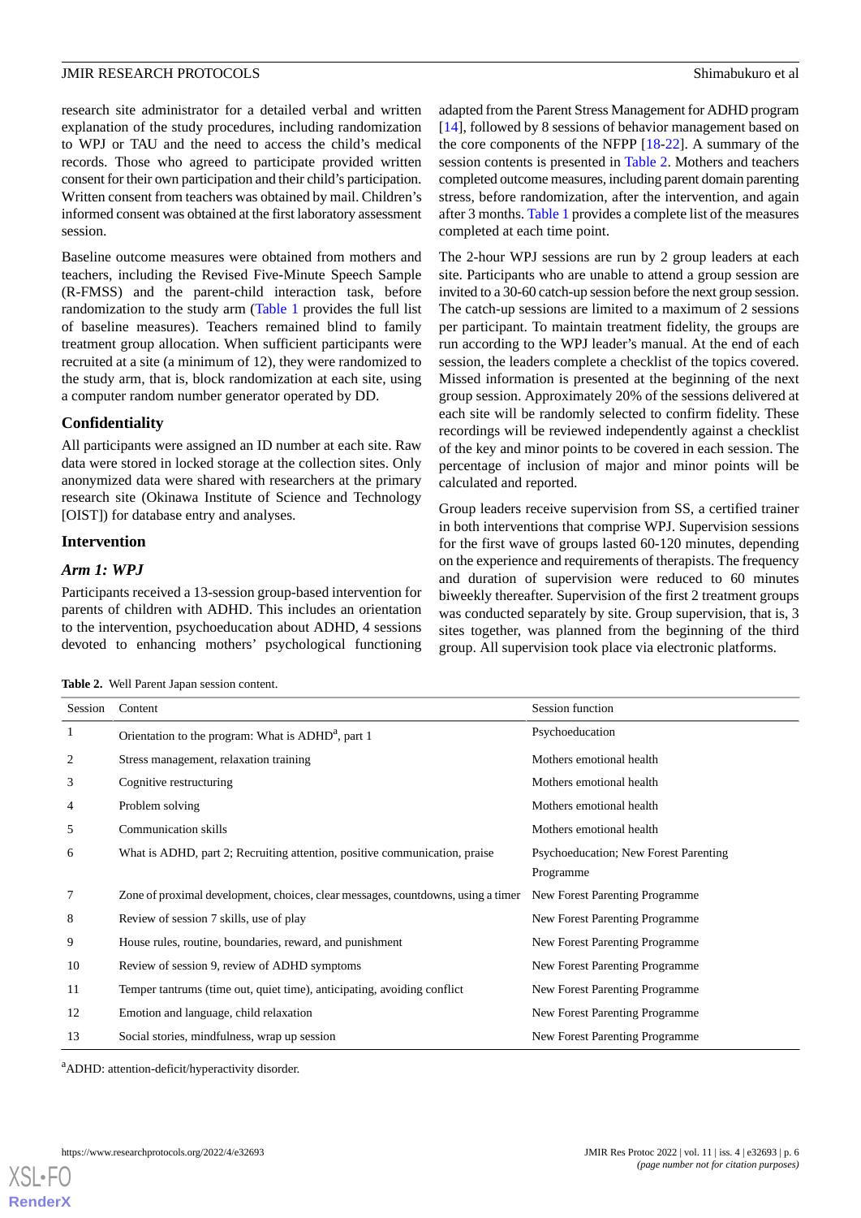research site administrator for a detailed verbal and written explanation of the study procedures, including randomization to WPJ or TAU and the need to access the child's medical records. Those who agreed to participate provided written consent for their own participation and their child's participation. Written consent from teachers was obtained by mail. Children's informed consent was obtained at the first laboratory assessment session.

Baseline outcome measures were obtained from mothers and teachers, including the Revised Five-Minute Speech Sample (R-FMSS) and the parent-child interaction task, before randomization to the study arm (Table 1 provides the full list of baseline measures). Teachers remained blind to family treatment group allocation. When sufficient participants were recruited at a site (a minimum of 12), they were randomized to the study arm, that is, block randomization at each site, using a computer random number generator operated by DD.

### Confidentiality

All participants were assigned an ID number at each site. Raw data were stored in locked storage at the collection sites. Only anonymized data were shared with researchers at the primary research site (Okinawa Institute of Science and Technology [OIST]) for database entry and analyses.

### Intervention

#### *Arm 1: WPJ*

Participants received a 13-session group-based intervention for parents of children with ADHD. This includes an orientation to the intervention, psychoeducation about ADHD, 4 sessions devoted to enhancing mothers' psychological functioning adapted from the Parent Stress Management for ADHD program [14], followed by 8 sessions of behavior management based on the core components of the NFPP [18-22]. A summary of the session contents is presented in Table 2. Mothers and teachers completed outcome measures, including parent domain parenting stress, before randomization, after the intervention, and again after 3 months. Table 1 provides a complete list of the measures completed at each time point.

The 2-hour WPJ sessions are run by 2 group leaders at each site. Participants who are unable to attend a group session are invited to a 30-60 catch-up session before the next group session. The catch-up sessions are limited to a maximum of 2 sessions per participant. To maintain treatment fidelity, the groups are run according to the WPJ leader's manual. At the end of each session, the leaders complete a checklist of the topics covered. Missed information is presented at the beginning of the next group session. Approximately 20% of the sessions delivered at each site will be randomly selected to confirm fidelity. These recordings will be reviewed independently against a checklist of the key and minor points to be covered in each session. The percentage of inclusion of major and minor points will be calculated and reported.

Group leaders receive supervision from SS, a certified trainer in both interventions that comprise WPJ. Supervision sessions for the first wave of groups lasted 60-120 minutes, depending on the experience and requirements of therapists. The frequency and duration of supervision were reduced to 60 minutes biweekly thereafter. Supervision of the first 2 treatment groups was conducted separately by site. Group supervision, that is, 3 sites together, was planned from the beginning of the third group. All supervision took place via electronic platforms.

**Table 2.** Well Parent Japan session content.

| Session | Content | Session function |
|---|---|---|
| 1 | Orientation to the program: What is ADHD[a], part 1 | Psychoeducation |
| 2 | Stress management, relaxation training | Mothers emotional health |
| 3 | Cognitive restructuring | Mothers emotional health |
| 4 | Problem solving | Mothers emotional health |
| 5 | Communication skills | Mothers emotional health |
| 6 | What is ADHD, part 2; Recruiting attention, positive communication, praise | Psychoeducation; New Forest Parenting Programme |
| 7 | Zone of proximal development, choices, clear messages, countdowns, using a timer | New Forest Parenting Programme |
| 8 | Review of session 7 skills, use of play | New Forest Parenting Programme |
| 9 | House rules, routine, boundaries, reward, and punishment | New Forest Parenting Programme |
| 10 | Review of session 9, review of ADHD symptoms | New Forest Parenting Programme |
| 11 | Temper tantrums (time out, quiet time), anticipating, avoiding conflict | New Forest Parenting Programme |
| 12 | Emotion and language, child relaxation | New Forest Parenting Programme |
| 13 | Social stories, mindfulness, wrap up session | New Forest Parenting Programme |

[a]ADHD: attention-deficit/hyperactivity disorder.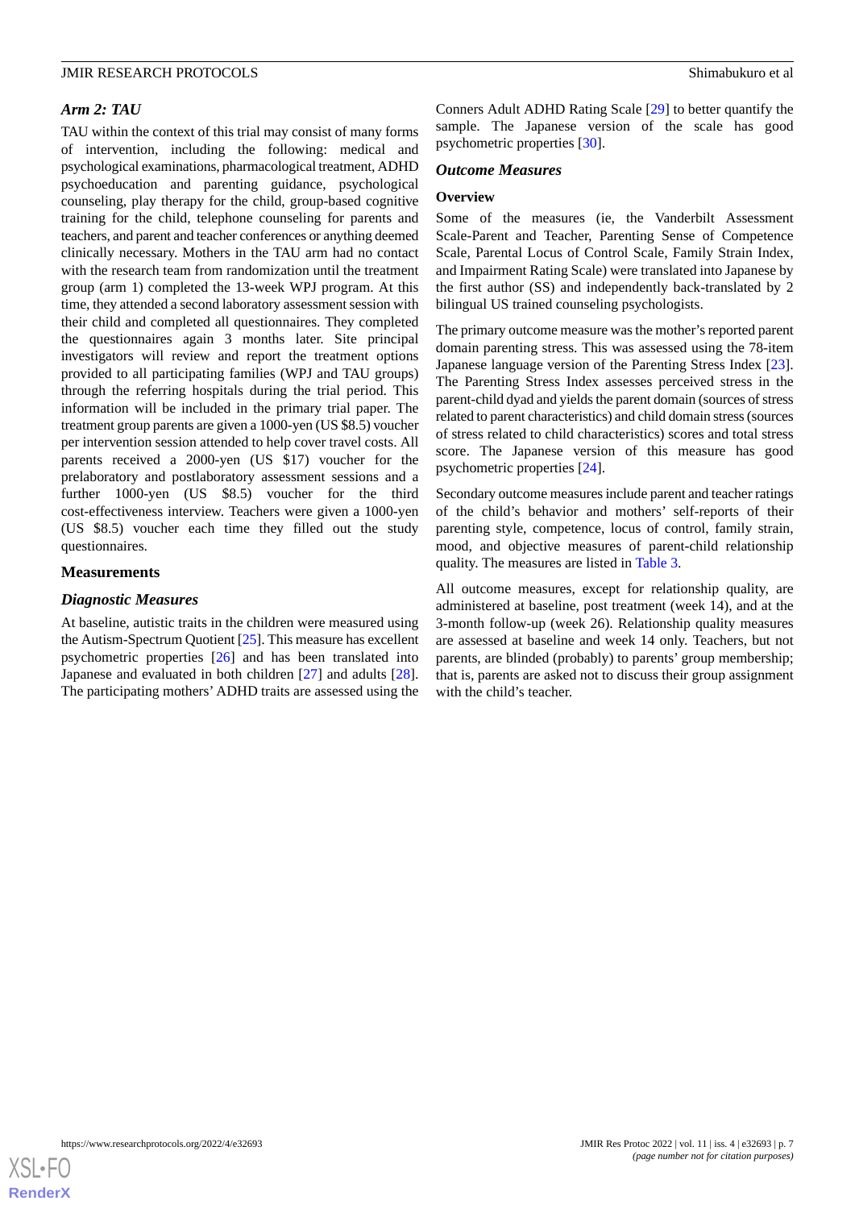### *Arm 2: TAU*

TAU within the context of this trial may consist of many forms of intervention, including the following: medical and psychological examinations, pharmacological treatment, ADHD psychoeducation and parenting guidance, psychological counseling, play therapy for the child, group-based cognitive training for the child, telephone counseling for parents and teachers, and parent and teacher conferences or anything deemed clinically necessary. Mothers in the TAU arm had no contact with the research team from randomization until the treatment group (arm 1) completed the 13-week WPJ program. At this time, they attended a second laboratory assessment session with their child and completed all questionnaires. They completed the questionnaires again 3 months later. Site principal investigators will review and report the treatment options provided to all participating families (WPJ and TAU groups) through the referring hospitals during the trial period. This information will be included in the primary trial paper. The treatment group parents are given a 1000-yen (US $8.5) voucher per intervention session attended to help cover travel costs. All parents received a 2000-yen (US $17) voucher for the prelaboratory and postlaboratory assessment sessions and a further 1000-yen (US $8.5) voucher for the third cost-effectiveness interview. Teachers were given a 1000-yen (US $8.5) voucher each time they filled out the study questionnaires.

## Measurements

### *Diagnostic Measures*

At baseline, autistic traits in the children were measured using the Autism-Spectrum Quotient [25]. This measure has excellent psychometric properties [26] and has been translated into Japanese and evaluated in both children [27] and adults [28]. The participating mothers' ADHD traits are assessed using the Conners Adult ADHD Rating Scale [29] to better quantify the sample. The Japanese version of the scale has good psychometric properties [30].

### *Outcome Measures*

#### Overview

Some of the measures (ie, the Vanderbilt Assessment Scale-Parent and Teacher, Parenting Sense of Competence Scale, Parental Locus of Control Scale, Family Strain Index, and Impairment Rating Scale) were translated into Japanese by the first author (SS) and independently back-translated by 2 bilingual US trained counseling psychologists.

The primary outcome measure was the mother's reported parent domain parenting stress. This was assessed using the 78-item Japanese language version of the Parenting Stress Index [23]. The Parenting Stress Index assesses perceived stress in the parent-child dyad and yields the parent domain (sources of stress related to parent characteristics) and child domain stress (sources of stress related to child characteristics) scores and total stress score. The Japanese version of this measure has good psychometric properties [24].

Secondary outcome measures include parent and teacher ratings of the child's behavior and mothers' self-reports of their parenting style, competence, locus of control, family strain, mood, and objective measures of parent-child relationship quality. The measures are listed in Table 3.

All outcome measures, except for relationship quality, are administered at baseline, post treatment (week 14), and at the 3-month follow-up (week 26). Relationship quality measures are assessed at baseline and week 14 only. Teachers, but not parents, are blinded (probably) to parents' group membership; that is, parents are asked not to discuss their group assignment with the child's teacher.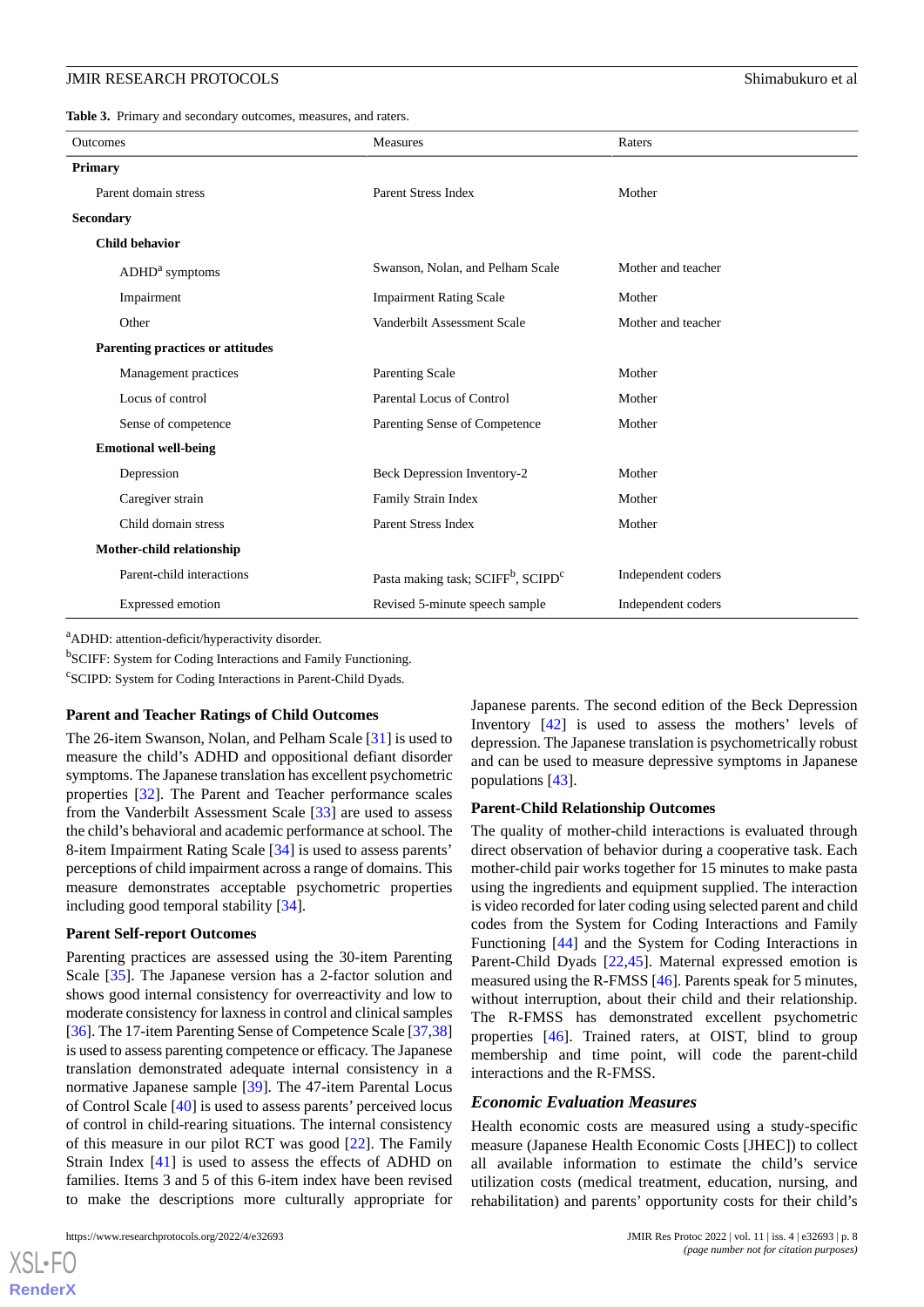**Table 3.** Primary and secondary outcomes, measures, and raters.

| Outcomes | Measures | Raters |
|---|---|---|
| **Primary** | | |
| Parent domain stress | Parent Stress Index | Mother |
| **Secondary** | | |
| **Child behavior** | | |
| ADHD[a] symptoms | Swanson, Nolan, and Pelham Scale | Mother and teacher |
| Impairment | Impairment Rating Scale | Mother |
| Other | Vanderbilt Assessment Scale | Mother and teacher |
| **Parenting practices or attitudes** | | |
| Management practices | Parenting Scale | Mother |
| Locus of control | Parental Locus of Control | Mother |
| Sense of competence | Parenting Sense of Competence | Mother |
| **Emotional well-being** | | |
| Depression | Beck Depression Inventory-2 | Mother |
| Caregiver strain | Family Strain Index | Mother |
| Child domain stress | Parent Stress Index | Mother |
| **Mother-child relationship** | | |
| Parent-child interactions | Pasta making task; SCIFF[b], SCIPD[c] | Independent coders |
| Expressed emotion | Revised 5-minute speech sample | Independent coders |

[a]ADHD: attention-deficit/hyperactivity disorder.

[b]SCIFF: System for Coding Interactions and Family Functioning.

[c]SCIPD: System for Coding Interactions in Parent-Child Dyads.

### Parent and Teacher Ratings of Child Outcomes

The 26-item Swanson, Nolan, and Pelham Scale [31] is used to measure the child's ADHD and oppositional defiant disorder symptoms. The Japanese translation has excellent psychometric properties [32]. The Parent and Teacher performance scales from the Vanderbilt Assessment Scale [33] are used to assess the child's behavioral and academic performance at school. The 8-item Impairment Rating Scale [34] is used to assess parents' perceptions of child impairment across a range of domains. This measure demonstrates acceptable psychometric properties including good temporal stability [34].

### Parent Self-report Outcomes

Parenting practices are assessed using the 30-item Parenting Scale [35]. The Japanese version has a 2-factor solution and shows good internal consistency for overreactivity and low to moderate consistency for laxness in control and clinical samples [36]. The 17-item Parenting Sense of Competence Scale [37,38] is used to assess parenting competence or efficacy. The Japanese translation demonstrated adequate internal consistency in a normative Japanese sample [39]. The 47-item Parental Locus of Control Scale [40] is used to assess parents' perceived locus of control in child-rearing situations. The internal consistency of this measure in our pilot RCT was good [22]. The Family Strain Index [41] is used to assess the effects of ADHD on families. Items 3 and 5 of this 6-item index have been revised to make the descriptions more culturally appropriate for Japanese parents. The second edition of the Beck Depression Inventory [42] is used to assess the mothers' levels of depression. The Japanese translation is psychometrically robust and can be used to measure depressive symptoms in Japanese populations [43].

### Parent-Child Relationship Outcomes

The quality of mother-child interactions is evaluated through direct observation of behavior during a cooperative task. Each mother-child pair works together for 15 minutes to make pasta using the ingredients and equipment supplied. The interaction is video recorded for later coding using selected parent and child codes from the System for Coding Interactions and Family Functioning [44] and the System for Coding Interactions in Parent-Child Dyads [22,45]. Maternal expressed emotion is measured using the R-FMSS [46]. Parents speak for 5 minutes, without interruption, about their child and their relationship. The R-FMSS has demonstrated excellent psychometric properties [46]. Trained raters, at OIST, blind to group membership and time point, will code the parent-child interactions and the R-FMSS.

### *Economic Evaluation Measures*

Health economic costs are measured using a study-specific measure (Japanese Health Economic Costs [JHEC]) to collect all available information to estimate the child's service utilization costs (medical treatment, education, nursing, and rehabilitation) and parents' opportunity costs for their child's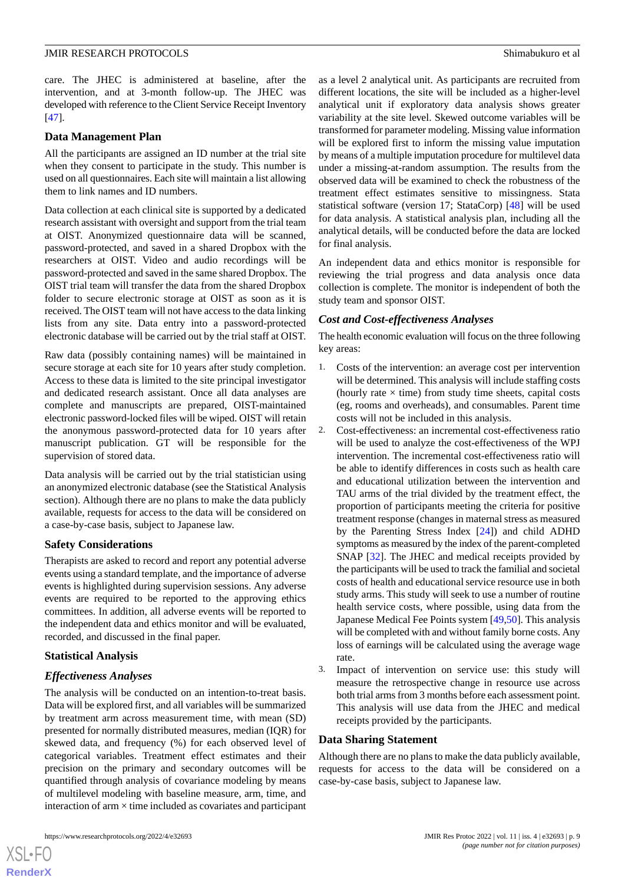care. The JHEC is administered at baseline, after the intervention, and at 3-month follow-up. The JHEC was developed with reference to the Client Service Receipt Inventory [47].

### Data Management Plan

All the participants are assigned an ID number at the trial site when they consent to participate in the study. This number is used on all questionnaires. Each site will maintain a list allowing them to link names and ID numbers.

Data collection at each clinical site is supported by a dedicated research assistant with oversight and support from the trial team at OIST. Anonymized questionnaire data will be scanned, password-protected, and saved in a shared Dropbox with the researchers at OIST. Video and audio recordings will be password-protected and saved in the same shared Dropbox. The OIST trial team will transfer the data from the shared Dropbox folder to secure electronic storage at OIST as soon as it is received. The OIST team will not have access to the data linking lists from any site. Data entry into a password-protected electronic database will be carried out by the trial staff at OIST.

Raw data (possibly containing names) will be maintained in secure storage at each site for 10 years after study completion. Access to these data is limited to the site principal investigator and dedicated research assistant. Once all data analyses are complete and manuscripts are prepared, OIST-maintained electronic password-locked files will be wiped. OIST will retain the anonymous password-protected data for 10 years after manuscript publication. GT will be responsible for the supervision of stored data.

Data analysis will be carried out by the trial statistician using an anonymized electronic database (see the Statistical Analysis section). Although there are no plans to make the data publicly available, requests for access to the data will be considered on a case-by-case basis, subject to Japanese law.

### Safety Considerations

Therapists are asked to record and report any potential adverse events using a standard template, and the importance of adverse events is highlighted during supervision sessions. Any adverse events are required to be reported to the approving ethics committees. In addition, all adverse events will be reported to the independent data and ethics monitor and will be evaluated, recorded, and discussed in the final paper.

### Statistical Analysis

#### *Effectiveness Analyses*

The analysis will be conducted on an intention-to-treat basis. Data will be explored first, and all variables will be summarized by treatment arm across measurement time, with mean (SD) presented for normally distributed measures, median (IQR) for skewed data, and frequency (%) for each observed level of categorical variables. Treatment effect estimates and their precision on the primary and secondary outcomes will be quantified through analysis of covariance modeling by means of multilevel modeling with baseline measure, arm, time, and interaction of arm × time included as covariates and participant as a level 2 analytical unit. As participants are recruited from different locations, the site will be included as a higher-level analytical unit if exploratory data analysis shows greater variability at the site level. Skewed outcome variables will be transformed for parameter modeling. Missing value information will be explored first to inform the missing value imputation by means of a multiple imputation procedure for multilevel data under a missing-at-random assumption. The results from the observed data will be examined to check the robustness of the treatment effect estimates sensitive to missingness. Stata statistical software (version 17; StataCorp) [48] will be used for data analysis. A statistical analysis plan, including all the analytical details, will be conducted before the data are locked for final analysis.

An independent data and ethics monitor is responsible for reviewing the trial progress and data analysis once data collection is complete. The monitor is independent of both the study team and sponsor OIST.

#### *Cost and Cost-effectiveness Analyses*

The health economic evaluation will focus on the three following key areas:

1. Costs of the intervention: an average cost per intervention will be determined. This analysis will include staffing costs (hourly rate × time) from study time sheets, capital costs (eg, rooms and overheads), and consumables. Parent time costs will not be included in this analysis.
2. Cost-effectiveness: an incremental cost-effectiveness ratio will be used to analyze the cost-effectiveness of the WPJ intervention. The incremental cost-effectiveness ratio will be able to identify differences in costs such as health care and educational utilization between the intervention and TAU arms of the trial divided by the treatment effect, the proportion of participants meeting the criteria for positive treatment response (changes in maternal stress as measured by the Parenting Stress Index [24]) and child ADHD symptoms as measured by the index of the parent-completed SNAP [32]. The JHEC and medical receipts provided by the participants will be used to track the familial and societal costs of health and educational service resource use in both study arms. This study will seek to use a number of routine health service costs, where possible, using data from the Japanese Medical Fee Points system [49,50]. This analysis will be completed with and without family borne costs. Any loss of earnings will be calculated using the average wage rate.
3. Impact of intervention on service use: this study will measure the retrospective change in resource use across both trial arms from 3 months before each assessment point. This analysis will use data from the JHEC and medical receipts provided by the participants.

### Data Sharing Statement

Although there are no plans to make the data publicly available, requests for access to the data will be considered on a case-by-case basis, subject to Japanese law.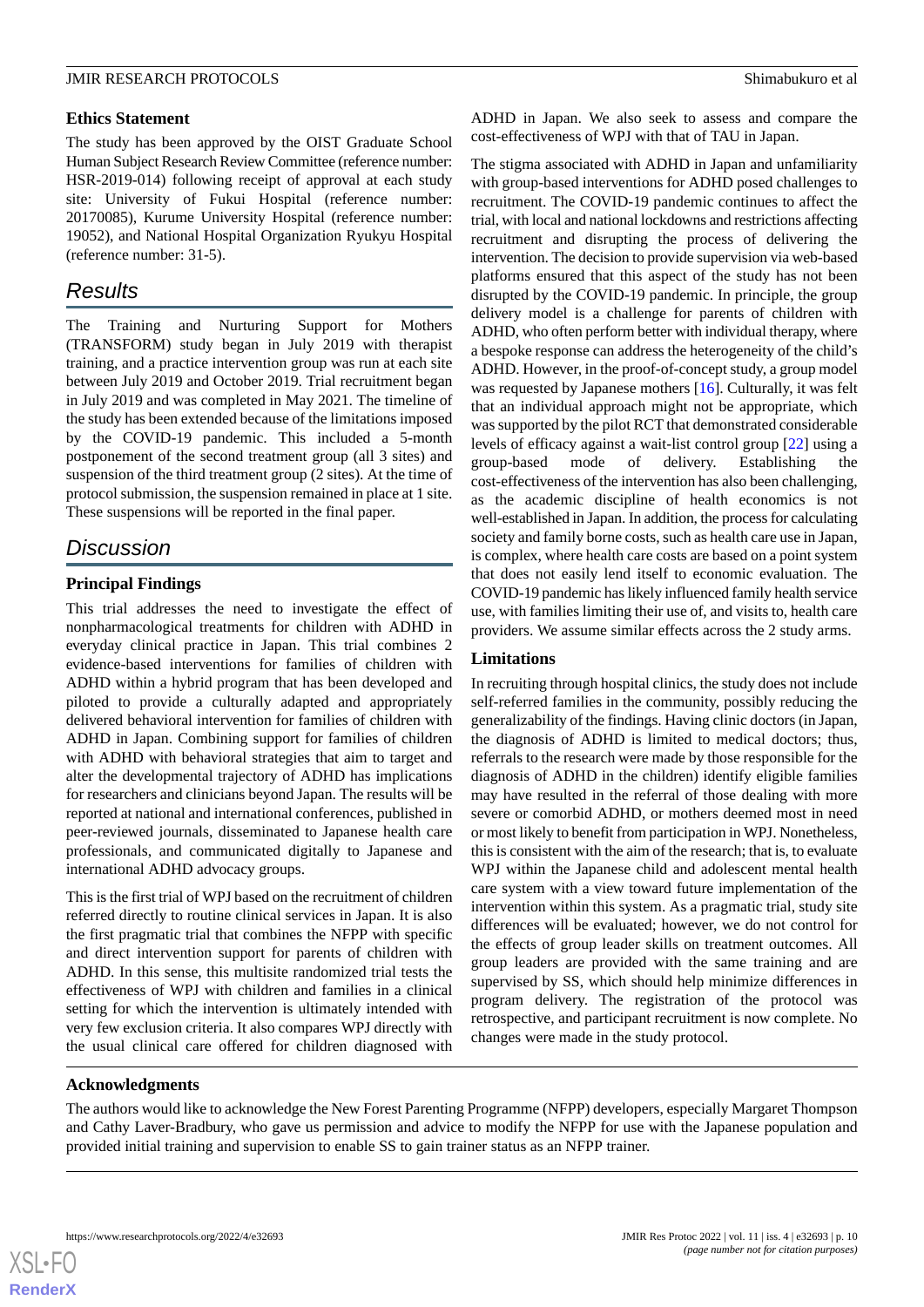### Ethics Statement

The study has been approved by the OIST Graduate School Human Subject Research Review Committee (reference number: HSR-2019-014) following receipt of approval at each study site: University of Fukui Hospital (reference number: 20170085), Kurume University Hospital (reference number: 19052), and National Hospital Organization Ryukyu Hospital (reference number: 31-5).

## Results

The Training and Nurturing Support for Mothers (TRANSFORM) study began in July 2019 with therapist training, and a practice intervention group was run at each site between July 2019 and October 2019. Trial recruitment began in July 2019 and was completed in May 2021. The timeline of the study has been extended because of the limitations imposed by the COVID-19 pandemic. This included a 5-month postponement of the second treatment group (all 3 sites) and suspension of the third treatment group (2 sites). At the time of protocol submission, the suspension remained in place at 1 site. These suspensions will be reported in the final paper.

## Discussion

### Principal Findings

This trial addresses the need to investigate the effect of nonpharmacological treatments for children with ADHD in everyday clinical practice in Japan. This trial combines 2 evidence-based interventions for families of children with ADHD within a hybrid program that has been developed and piloted to provide a culturally adapted and appropriately delivered behavioral intervention for families of children with ADHD in Japan. Combining support for families of children with ADHD with behavioral strategies that aim to target and alter the developmental trajectory of ADHD has implications for researchers and clinicians beyond Japan. The results will be reported at national and international conferences, published in peer-reviewed journals, disseminated to Japanese health care professionals, and communicated digitally to Japanese and international ADHD advocacy groups.

This is the first trial of WPJ based on the recruitment of children referred directly to routine clinical services in Japan. It is also the first pragmatic trial that combines the NFPP with specific and direct intervention support for parents of children with ADHD. In this sense, this multisite randomized trial tests the effectiveness of WPJ with children and families in a clinical setting for which the intervention is ultimately intended with very few exclusion criteria. It also compares WPJ directly with the usual clinical care offered for children diagnosed with ADHD in Japan. We also seek to assess and compare the cost-effectiveness of WPJ with that of TAU in Japan.

The stigma associated with ADHD in Japan and unfamiliarity with group-based interventions for ADHD posed challenges to recruitment. The COVID-19 pandemic continues to affect the trial, with local and national lockdowns and restrictions affecting recruitment and disrupting the process of delivering the intervention. The decision to provide supervision via web-based platforms ensured that this aspect of the study has not been disrupted by the COVID-19 pandemic. In principle, the group delivery model is a challenge for parents of children with ADHD, who often perform better with individual therapy, where a bespoke response can address the heterogeneity of the child's ADHD. However, in the proof-of-concept study, a group model was requested by Japanese mothers [16]. Culturally, it was felt that an individual approach might not be appropriate, which was supported by the pilot RCT that demonstrated considerable levels of efficacy against a wait-list control group [22] using a group-based mode of delivery. Establishing the cost-effectiveness of the intervention has also been challenging, as the academic discipline of health economics is not well-established in Japan. In addition, the process for calculating society and family borne costs, such as health care use in Japan, is complex, where health care costs are based on a point system that does not easily lend itself to economic evaluation. The COVID-19 pandemic has likely influenced family health service use, with families limiting their use of, and visits to, health care providers. We assume similar effects across the 2 study arms.

### Limitations

In recruiting through hospital clinics, the study does not include self-referred families in the community, possibly reducing the generalizability of the findings. Having clinic doctors (in Japan, the diagnosis of ADHD is limited to medical doctors; thus, referrals to the research were made by those responsible for the diagnosis of ADHD in the children) identify eligible families may have resulted in the referral of those dealing with more severe or comorbid ADHD, or mothers deemed most in need or most likely to benefit from participation in WPJ. Nonetheless, this is consistent with the aim of the research; that is, to evaluate WPJ within the Japanese child and adolescent mental health care system with a view toward future implementation of the intervention within this system. As a pragmatic trial, study site differences will be evaluated; however, we do not control for the effects of group leader skills on treatment outcomes. All group leaders are provided with the same training and are supervised by SS, which should help minimize differences in program delivery. The registration of the protocol was retrospective, and participant recruitment is now complete. No changes were made in the study protocol.

### Acknowledgments

The authors would like to acknowledge the New Forest Parenting Programme (NFPP) developers, especially Margaret Thompson and Cathy Laver-Bradbury, who gave us permission and advice to modify the NFPP for use with the Japanese population and provided initial training and supervision to enable SS to gain trainer status as an NFPP trainer.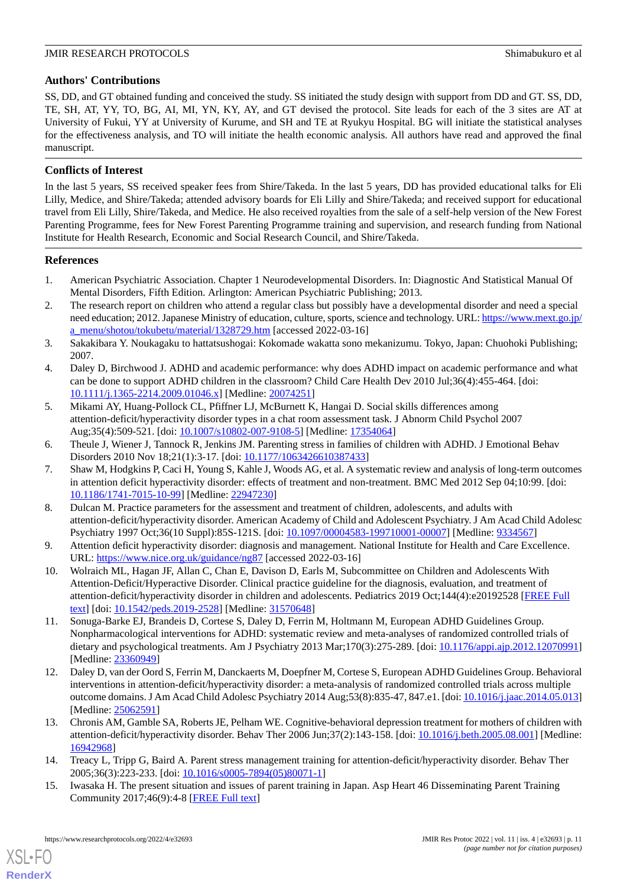## Authors' Contributions

SS, DD, and GT obtained funding and conceived the study. SS initiated the study design with support from DD and GT. SS, DD, TE, SH, AT, YY, TO, BG, AI, MI, YN, KY, AY, and GT devised the protocol. Site leads for each of the 3 sites are AT at University of Fukui, YY at University of Kurume, and SH and TE at Ryukyu Hospital. BG will initiate the statistical analyses for the effectiveness analysis, and TO will initiate the health economic analysis. All authors have read and approved the final manuscript.

## Conflicts of Interest

In the last 5 years, SS received speaker fees from Shire/Takeda. In the last 5 years, DD has provided educational talks for Eli Lilly, Medice, and Shire/Takeda; attended advisory boards for Eli Lilly and Shire/Takeda; and received support for educational travel from Eli Lilly, Shire/Takeda, and Medice. He also received royalties from the sale of a self-help version of the New Forest Parenting Programme, fees for New Forest Parenting Programme training and supervision, and research funding from National Institute for Health Research, Economic and Social Research Council, and Shire/Takeda.

## References

1. American Psychiatric Association. Chapter 1 Neurodevelopmental Disorders. In: Diagnostic And Statistical Manual Of Mental Disorders, Fifth Edition. Arlington: American Psychiatric Publishing; 2013.
2. The research report on children who attend a regular class but possibly have a developmental disorder and need a special need education; 2012. Japanese Ministry of education, culture, sports, science and technology. URL: https://www.mext.go.jp/a_menu/shotou/tokubetu/material/1328729.htm [accessed 2022-03-16]
3. Sakakibara Y. Noukagaku to hattatsushogai: Kokomade wakatta sono mekanizumu. Tokyo, Japan: Chuohoki Publishing; 2007.
4. Daley D, Birchwood J. ADHD and academic performance: why does ADHD impact on academic performance and what can be done to support ADHD children in the classroom? Child Care Health Dev 2010 Jul;36(4):455-464. [doi: 10.1111/j.1365-2214.2009.01046.x] [Medline: 20074251]
5. Mikami AY, Huang-Pollock CL, Pfiffner LJ, McBurnett K, Hangai D. Social skills differences among attention-deficit/hyperactivity disorder types in a chat room assessment task. J Abnorm Child Psychol 2007 Aug;35(4):509-521. [doi: 10.1007/s10802-007-9108-5] [Medline: 17354064]
6. Theule J, Wiener J, Tannock R, Jenkins JM. Parenting stress in families of children with ADHD. J Emotional Behav Disorders 2010 Nov 18;21(1):3-17. [doi: 10.1177/1063426610387433]
7. Shaw M, Hodgkins P, Caci H, Young S, Kahle J, Woods AG, et al. A systematic review and analysis of long-term outcomes in attention deficit hyperactivity disorder: effects of treatment and non-treatment. BMC Med 2012 Sep 04;10:99. [doi: 10.1186/1741-7015-10-99] [Medline: 22947230]
8. Dulcan M. Practice parameters for the assessment and treatment of children, adolescents, and adults with attention-deficit/hyperactivity disorder. American Academy of Child and Adolescent Psychiatry. J Am Acad Child Adolesc Psychiatry 1997 Oct;36(10 Suppl):85S-121S. [doi: 10.1097/00004583-199710001-00007] [Medline: 9334567]
9. Attention deficit hyperactivity disorder: diagnosis and management. National Institute for Health and Care Excellence. URL: https://www.nice.org.uk/guidance/ng87 [accessed 2022-03-16]
10. Wolraich ML, Hagan JF, Allan C, Chan E, Davison D, Earls M, Subcommittee on Children and Adolescents With Attention-Deficit/Hyperactive Disorder. Clinical practice guideline for the diagnosis, evaluation, and treatment of attention-deficit/hyperactivity disorder in children and adolescents. Pediatrics 2019 Oct;144(4):e20192528 [FREE Full text] [doi: 10.1542/peds.2019-2528] [Medline: 31570648]
11. Sonuga-Barke EJ, Brandeis D, Cortese S, Daley D, Ferrin M, Holtmann M, European ADHD Guidelines Group. Nonpharmacological interventions for ADHD: systematic review and meta-analyses of randomized controlled trials of dietary and psychological treatments. Am J Psychiatry 2013 Mar;170(3):275-289. [doi: 10.1176/appi.ajp.2012.12070991] [Medline: 23360949]
12. Daley D, van der Oord S, Ferrin M, Danckaerts M, Doepfner M, Cortese S, European ADHD Guidelines Group. Behavioral interventions in attention-deficit/hyperactivity disorder: a meta-analysis of randomized controlled trials across multiple outcome domains. J Am Acad Child Adolesc Psychiatry 2014 Aug;53(8):835-47, 847.e1. [doi: 10.1016/j.jaac.2014.05.013] [Medline: 25062591]
13. Chronis AM, Gamble SA, Roberts JE, Pelham WE. Cognitive-behavioral depression treatment for mothers of children with attention-deficit/hyperactivity disorder. Behav Ther 2006 Jun;37(2):143-158. [doi: 10.1016/j.beth.2005.08.001] [Medline: 16942968]
14. Treacy L, Tripp G, Baird A. Parent stress management training for attention-deficit/hyperactivity disorder. Behav Ther 2005;36(3):223-233. [doi: 10.1016/s0005-7894(05)80071-1]
15. Iwasaka H. The present situation and issues of parent training in Japan. Asp Heart 46 Disseminating Parent Training Community 2017;46(9):4-8 [FREE Full text]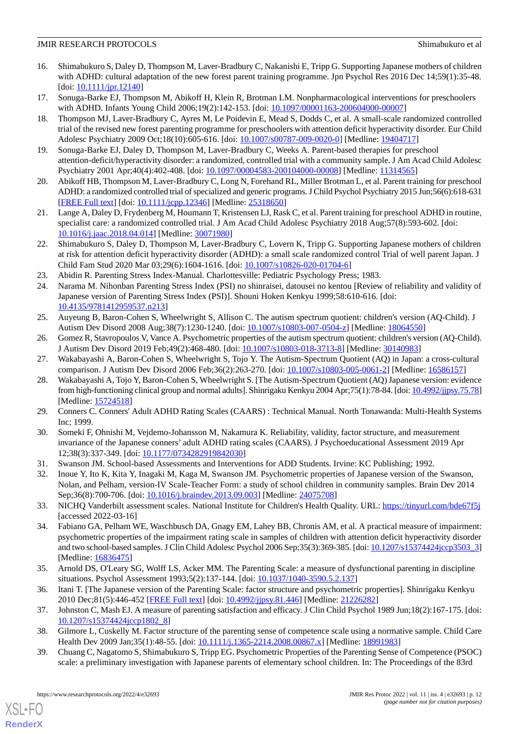16. Shimabukuro S, Daley D, Thompson M, Laver-Bradbury C, Nakanishi E, Tripp G. Supporting Japanese mothers of children with ADHD: cultural adaptation of the new forest parent training programme. Jpn Psychol Res 2016 Dec 14;59(1):35-48. [doi: 10.1111/jpr.12140]
17. Sonuga-Barke EJ, Thompson M, Abikoff H, Klein R, Brotman LM. Nonpharmacological interventions for preschoolers with ADHD. Infants Young Child 2006;19(2):142-153. [doi: 10.1097/00001163-200604000-00007]
18. Thompson MJ, Laver-Bradbury C, Ayres M, Le Poidevin E, Mead S, Dodds C, et al. A small-scale randomized controlled trial of the revised new forest parenting programme for preschoolers with attention deficit hyperactivity disorder. Eur Child Adolesc Psychiatry 2009 Oct;18(10):605-616. [doi: 10.1007/s00787-009-0020-0] [Medline: 19404717]
19. Sonuga-Barke EJ, Daley D, Thompson M, Laver-Bradbury C, Weeks A. Parent-based therapies for preschool attention-deficit/hyperactivity disorder: a randomized, controlled trial with a community sample. J Am Acad Child Adolesc Psychiatry 2001 Apr;40(4):402-408. [doi: 10.1097/00004583-200104000-00008] [Medline: 11314565]
20. Abikoff HB, Thompson M, Laver-Bradbury C, Long N, Forehand RL, Miller Brotman L, et al. Parent training for preschool ADHD: a randomized controlled trial of specialized and generic programs. J Child Psychol Psychiatry 2015 Jun;56(6):618-631 [FREE Full text] [doi: 10.1111/jcpp.12346] [Medline: 25318650]
21. Lange A, Daley D, Frydenberg M, Houmann T, Kristensen LJ, Rask C, et al. Parent training for preschool ADHD in routine, specialist care: a randomized controlled trial. J Am Acad Child Adolesc Psychiatry 2018 Aug;57(8):593-602. [doi: 10.1016/j.jaac.2018.04.014] [Medline: 30071980]
22. Shimabukuro S, Daley D, Thompson M, Laver-Bradbury C, Lovern K, Tripp G. Supporting Japanese mothers of children at risk for attention deficit hyperactivity disorder (ADHD): a small scale randomized control Trial of well parent Japan. J Child Fam Stud 2020 Mar 03;29(6):1604-1616. [doi: 10.1007/s10826-020-01704-6]
23. Abidin R. Parenting Stress Index-Manual. Charlottesville: Pediatric Psychology Press; 1983.
24. Narama M. Nihonban Parenting Stress Index (PSI) no shinraisei, datousei no kentou [Review of reliability and validity of Japanese version of Parenting Stress Index (PSI)]. Shouni Hoken Kenkyu 1999;58:610-616. [doi: 10.4135/9781412959537.n213]
25. Auyeung B, Baron-Cohen S, Wheelwright S, Allison C. The autism spectrum quotient: children's version (AQ-Child). J Autism Dev Disord 2008 Aug;38(7):1230-1240. [doi: 10.1007/s10803-007-0504-z] [Medline: 18064550]
26. Gomez R, Stavropoulos V, Vance A. Psychometric properties of the autism spectrum quotient: children's version (AQ-Child). J Autism Dev Disord 2019 Feb;49(2):468-480. [doi: 10.1007/s10803-018-3713-8] [Medline: 30140983]
27. Wakabayashi A, Baron-Cohen S, Wheelwright S, Tojo Y. The Autism-Spectrum Quotient (AQ) in Japan: a cross-cultural comparison. J Autism Dev Disord 2006 Feb;36(2):263-270. [doi: 10.1007/s10803-005-0061-2] [Medline: 16586157]
28. Wakabayashi A, Tojo Y, Baron-Cohen S, Wheelwright S. [The Autism-Spectrum Quotient (AQ) Japanese version: evidence from high-functioning clinical group and normal adults]. Shinrigaku Kenkyu 2004 Apr;75(1):78-84. [doi: 10.4992/jjpsy.75.78] [Medline: 15724518]
29. Conners C. Conners' Adult ADHD Rating Scales (CAARS) : Technical Manual. North Tonawanda: Multi-Health Systems Inc; 1999.
30. Someki F, Ohnishi M, Vejdemo-Johansson M, Nakamura K. Reliability, validity, factor structure, and measurement invariance of the Japanese conners' adult ADHD rating scales (CAARS). J Psychoeducational Assessment 2019 Apr 12;38(3):337-349. [doi: 10.1177/0734282919842030]
31. Swanson JM. School-based Assessments and Interventions for ADD Students. Irvine: KC Publishing; 1992.
32. Inoue Y, Ito K, Kita Y, Inagaki M, Kaga M, Swanson JM. Psychometric properties of Japanese version of the Swanson, Nolan, and Pelham, version-IV Scale-Teacher Form: a study of school children in community samples. Brain Dev 2014 Sep;36(8):700-706. [doi: 10.1016/j.braindev.2013.09.003] [Medline: 24075708]
33. NICHQ Vanderbilt assessment scales. National Institute for Children's Health Quality. URL: https://tinyurl.com/bde67f5j [accessed 2022-03-16]
34. Fabiano GA, Pelham WE, Waschbusch DA, Gnagy EM, Lahey BB, Chronis AM, et al. A practical measure of impairment: psychometric properties of the impairment rating scale in samples of children with attention deficit hyperactivity disorder and two school-based samples. J Clin Child Adolesc Psychol 2006 Sep;35(3):369-385. [doi: 10.1207/s15374424jccp3503_3] [Medline: 16836475]
35. Arnold DS, O'Leary SG, Wolff LS, Acker MM. The Parenting Scale: a measure of dysfunctional parenting in discipline situations. Psychol Assessment 1993;5(2):137-144. [doi: 10.1037/1040-3590.5.2.137]
36. Itani T. [The Japanese version of the Parenting Scale: factor structure and psychometric properties]. Shinrigaku Kenkyu 2010 Dec;81(5):446-452 [FREE Full text] [doi: 10.4992/jjpsy.81.446] [Medline: 21226282]
37. Johnston C, Mash EJ. A measure of parenting satisfaction and efficacy. J Clin Child Psychol 1989 Jun;18(2):167-175. [doi: 10.1207/s15374424jccp1802_8]
38. Gilmore L, Cuskelly M. Factor structure of the parenting sense of competence scale using a normative sample. Child Care Health Dev 2009 Jan;35(1):48-55. [doi: 10.1111/j.1365-2214.2008.00867.x] [Medline: 18991983]
39. Chuang C, Nagatomo S, Shimabukuro S, Tripp EG. Psychometric Properties of the Parenting Sense of Competence (PSOC) scale: a preliminary investigation with Japanese parents of elementary school children. In: The Proceedings of the 83rd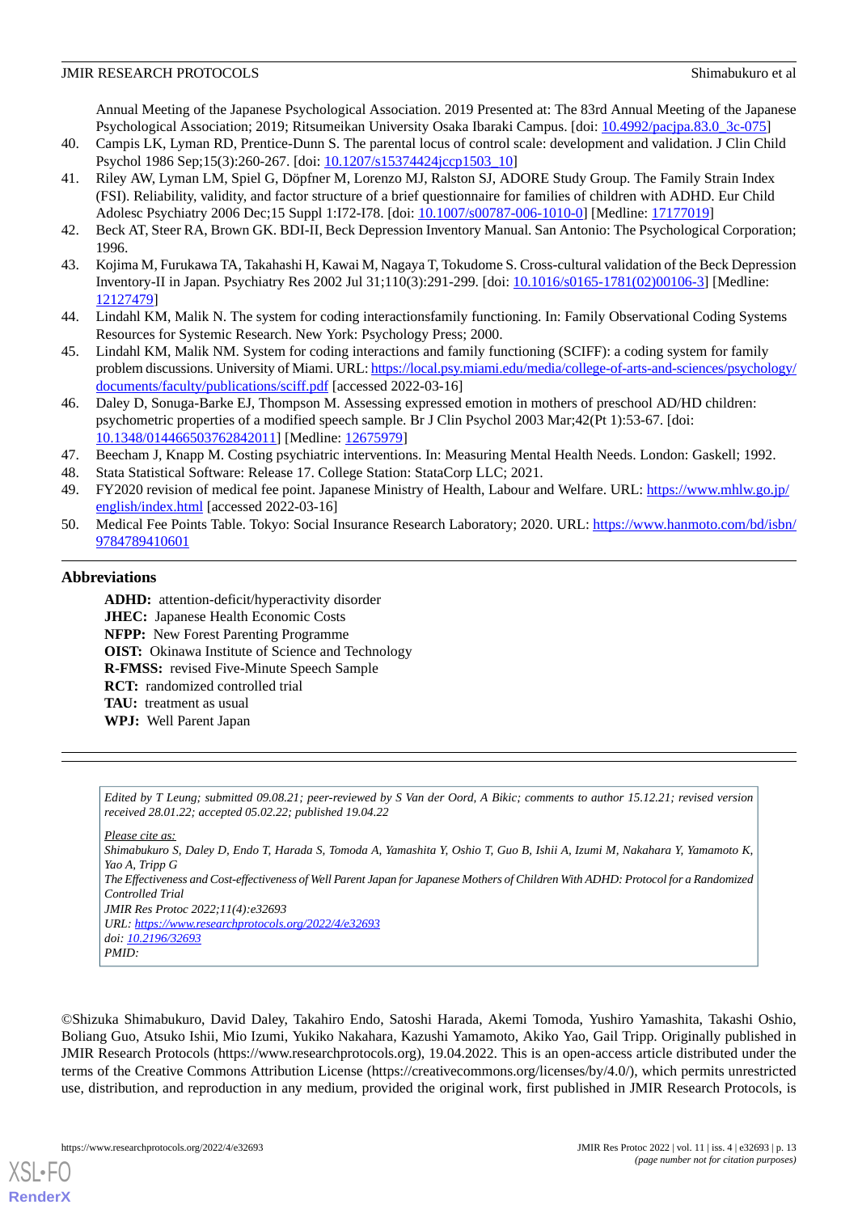Annual Meeting of the Japanese Psychological Association. 2019 Presented at: The 83rd Annual Meeting of the Japanese Psychological Association; 2019; Ritsumeikan University Osaka Ibaraki Campus. [doi: 10.4992/pacjpa.83.0_3c-075]

40. Campis LK, Lyman RD, Prentice-Dunn S. The parental locus of control scale: development and validation. J Clin Child Psychol 1986 Sep;15(3):260-267. [doi: 10.1207/s15374424jccp1503_10]
41. Riley AW, Lyman LM, Spiel G, Döpfner M, Lorenzo MJ, Ralston SJ, ADORE Study Group. The Family Strain Index (FSI). Reliability, validity, and factor structure of a brief questionnaire for families of children with ADHD. Eur Child Adolesc Psychiatry 2006 Dec;15 Suppl 1:I72-I78. [doi: 10.1007/s00787-006-1010-0] [Medline: 17177019]
42. Beck AT, Steer RA, Brown GK. BDI-II, Beck Depression Inventory Manual. San Antonio: The Psychological Corporation; 1996.
43. Kojima M, Furukawa TA, Takahashi H, Kawai M, Nagaya T, Tokudome S. Cross-cultural validation of the Beck Depression Inventory-II in Japan. Psychiatry Res 2002 Jul 31;110(3):291-299. [doi: 10.1016/s0165-1781(02)00106-3] [Medline: 12127479]
44. Lindahl KM, Malik N. The system for coding interactionsfamily functioning. In: Family Observational Coding Systems Resources for Systemic Research. New York: Psychology Press; 2000.
45. Lindahl KM, Malik NM. System for coding interactions and family functioning (SCIFF): a coding system for family problem discussions. University of Miami. URL: https://local.psy.miami.edu/media/college-of-arts-and-sciences/psychology/documents/faculty/publications/sciff.pdf [accessed 2022-03-16]
46. Daley D, Sonuga-Barke EJ, Thompson M. Assessing expressed emotion in mothers of preschool AD/HD children: psychometric properties of a modified speech sample. Br J Clin Psychol 2003 Mar;42(Pt 1):53-67. [doi: 10.1348/014466503762842011] [Medline: 12675979]
47. Beecham J, Knapp M. Costing psychiatric interventions. In: Measuring Mental Health Needs. London: Gaskell; 1992.
48. Stata Statistical Software: Release 17. College Station: StataCorp LLC; 2021.
49. FY2020 revision of medical fee point. Japanese Ministry of Health, Labour and Welfare. URL: https://www.mhlw.go.jp/english/index.html [accessed 2022-03-16]
50. Medical Fee Points Table. Tokyo: Social Insurance Research Laboratory; 2020. URL: https://www.hanmoto.com/bd/isbn/9784789410601

## Abbreviations

**ADHD:** attention-deficit/hyperactivity disorder
**JHEC:** Japanese Health Economic Costs
**NFPP:** New Forest Parenting Programme
**OIST:** Okinawa Institute of Science and Technology
**R-FMSS:** revised Five-Minute Speech Sample
**RCT:** randomized controlled trial
**TAU:** treatment as usual
**WPJ:** Well Parent Japan

*Edited by T Leung; submitted 09.08.21; peer-reviewed by S Van der Oord, A Bikic; comments to author 15.12.21; revised version received 28.01.22; accepted 05.02.22; published 19.04.22*

*Please cite as:*
*Shimabukuro S, Daley D, Endo T, Harada S, Tomoda A, Yamashita Y, Oshio T, Guo B, Ishii A, Izumi M, Nakahara Y, Yamamoto K, Yao A, Tripp G*
*The Effectiveness and Cost-effectiveness of Well Parent Japan for Japanese Mothers of Children With ADHD: Protocol for a Randomized Controlled Trial*
*JMIR Res Protoc 2022;11(4):e32693*
*URL: https://www.researchprotocols.org/2022/4/e32693*
*doi: 10.2196/32693*
*PMID:*

©Shizuka Shimabukuro, David Daley, Takahiro Endo, Satoshi Harada, Akemi Tomoda, Yushiro Yamashita, Takashi Oshio, Boliang Guo, Atsuko Ishii, Mio Izumi, Yukiko Nakahara, Kazushi Yamamoto, Akiko Yao, Gail Tripp. Originally published in JMIR Research Protocols (https://www.researchprotocols.org), 19.04.2022. This is an open-access article distributed under the terms of the Creative Commons Attribution License (https://creativecommons.org/licenses/by/4.0/), which permits unrestricted use, distribution, and reproduction in any medium, provided the original work, first published in JMIR Research Protocols, is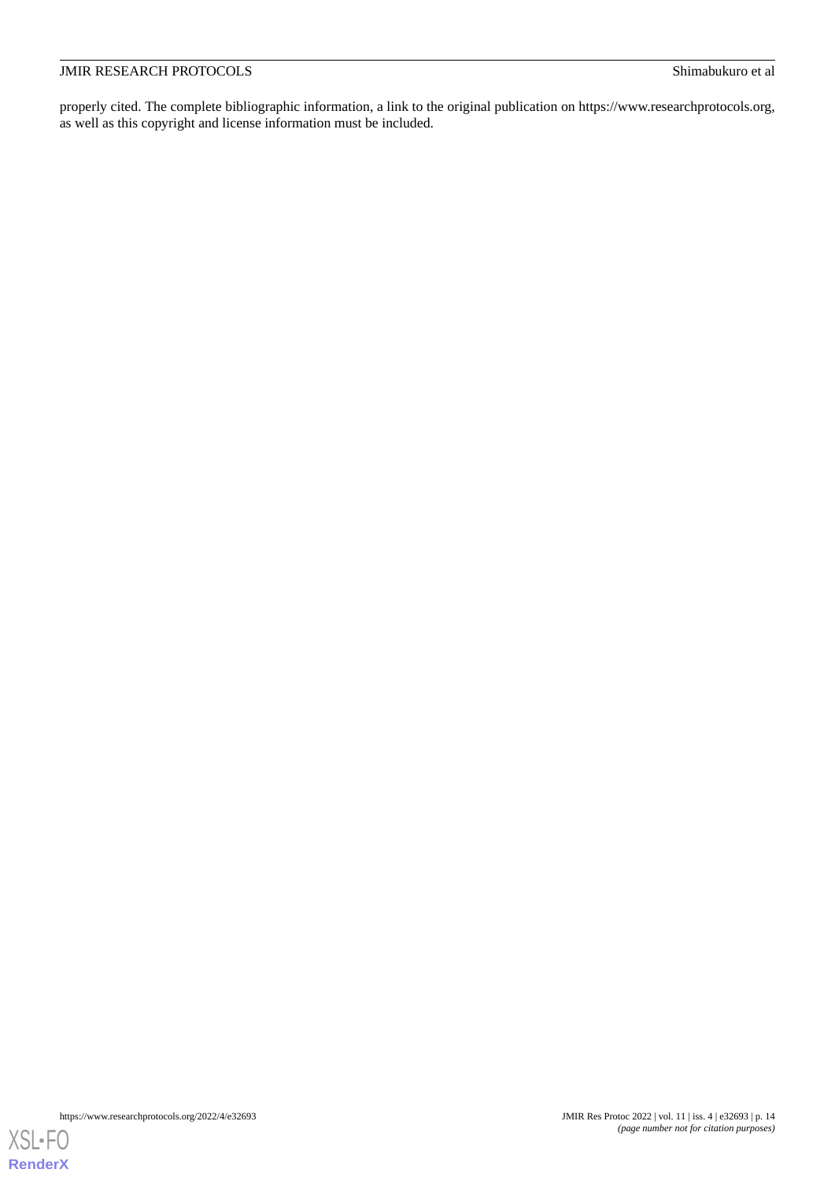properly cited. The complete bibliographic information, a link to the original publication on https://www.researchprotocols.org, as well as this copyright and license information must be included.